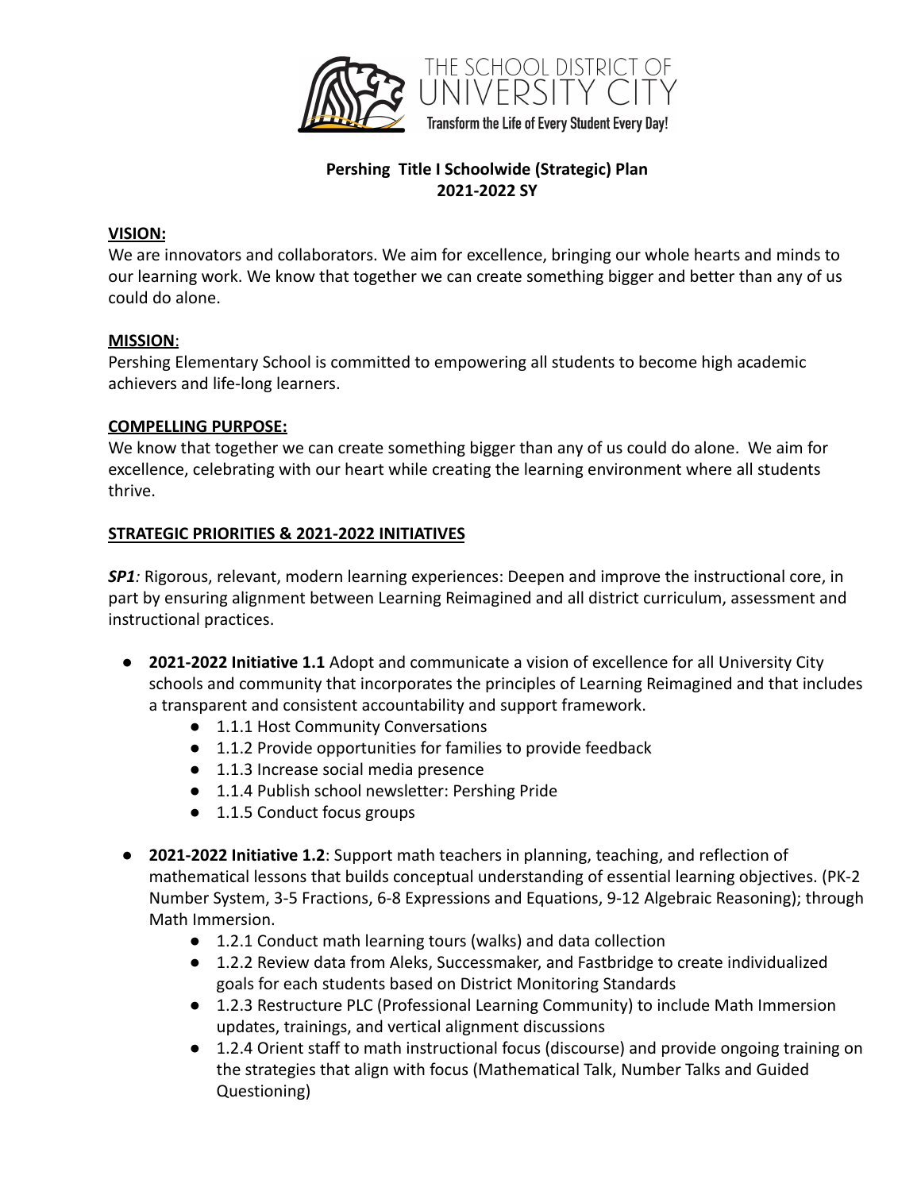THE SCHOOL DISTRICT OF UNIVERSITY CITY

Transform the Life of Every Student Every Day!

# Pershing Title I Schoolwide (Strategic) Plan 2021-2022 SY

**VISION:**

We are innovators and collaborators. We aim for excellence, bringing our whole hearts and minds to our learning work. We know that together we can create something bigger and better than any of us could do alone.

**MISSION**:

Pershing Elementary School is committed to empowering all students to become high academic achievers and life-long learners.

**COMPELLING PURPOSE:**

We know that together we can create something bigger than any of us could do alone. We aim for excellence, celebrating with our heart while creating the learning environment where all students thrive.

**STRATEGIC PRIORITIES & 2021-2022 INITIATIVES**

***SP1****:* Rigorous, relevant, modern learning experiences: Deepen and improve the instructional core, in part by ensuring alignment between Learning Reimagined and all district curriculum, assessment and instructional practices.

- **2021-2022 Initiative 1.1** Adopt and communicate a vision of excellence for all University City schools and community that incorporates the principles of Learning Reimagined and that includes a transparent and consistent accountability and support framework.
    - 1.1.1 Host Community Conversations
    - 1.1.2 Provide opportunities for families to provide feedback
    - 1.1.3 Increase social media presence
    - 1.1.4 Publish school newsletter: Pershing Pride
    - 1.1.5 Conduct focus groups
- **2021-2022 Initiative 1.2**: Support math teachers in planning, teaching, and reflection of mathematical lessons that builds conceptual understanding of essential learning objectives. (PK-2 Number System, 3-5 Fractions, 6-8 Expressions and Equations, 9-12 Algebraic Reasoning); through Math Immersion.
    - 1.2.1 Conduct math learning tours (walks) and data collection
    - 1.2.2 Review data from Aleks, Successmaker, and Fastbridge to create individualized goals for each students based on District Monitoring Standards
    - 1.2.3 Restructure PLC (Professional Learning Community) to include Math Immersion updates, trainings, and vertical alignment discussions
    - 1.2.4 Orient staff to math instructional focus (discourse) and provide ongoing training on the strategies that align with focus (Mathematical Talk, Number Talks and Guided Questioning)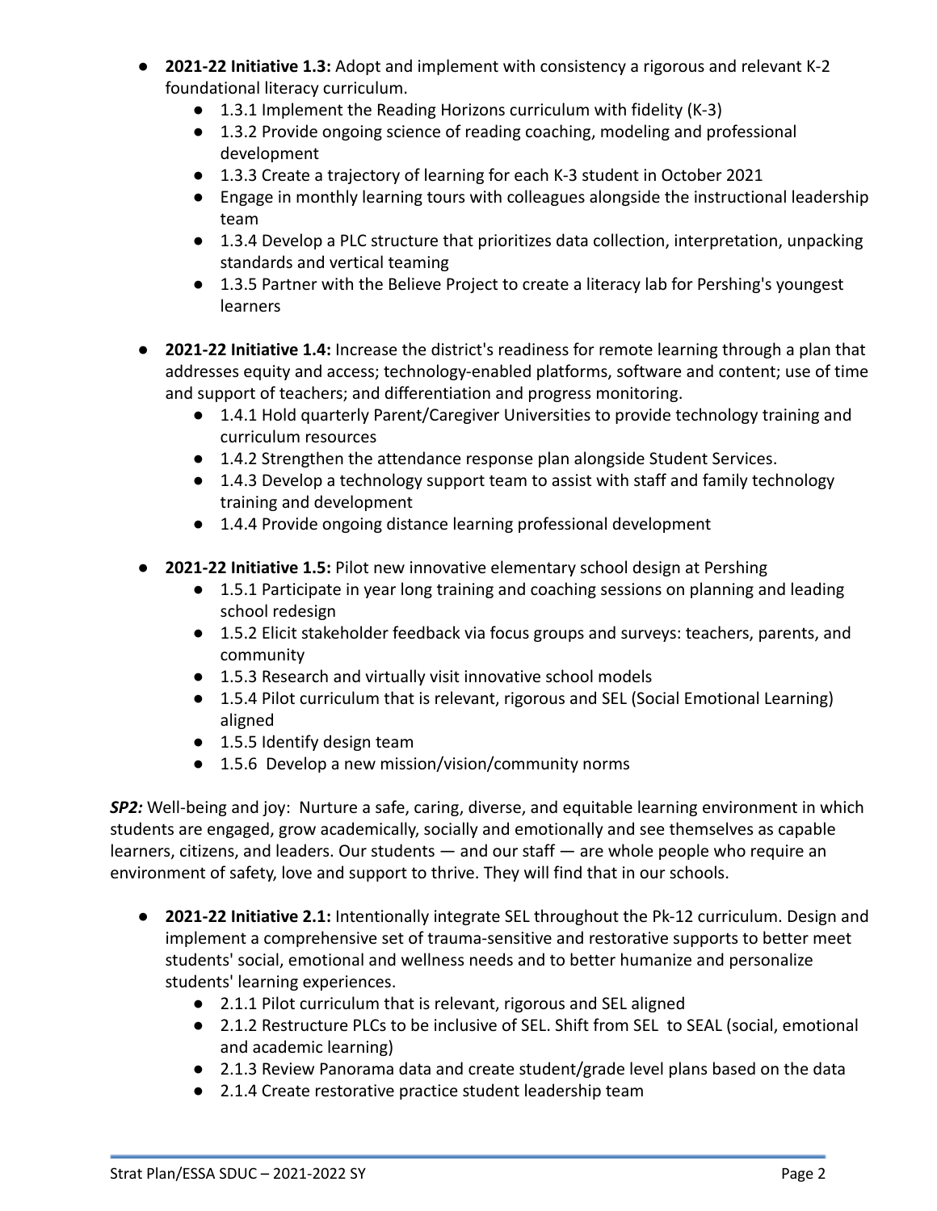- **2021-22 Initiative 1.3:** Adopt and implement with consistency a rigorous and relevant K-2 foundational literacy curriculum.
    - 1.3.1 Implement the Reading Horizons curriculum with fidelity (K-3)
    - 1.3.2 Provide ongoing science of reading coaching, modeling and professional development
    - 1.3.3 Create a trajectory of learning for each K-3 student in October 2021
    - Engage in monthly learning tours with colleagues alongside the instructional leadership team
    - 1.3.4 Develop a PLC structure that prioritizes data collection, interpretation, unpacking standards and vertical teaming
    - 1.3.5 Partner with the Believe Project to create a literacy lab for Pershing's youngest learners

- **2021-22 Initiative 1.4:** Increase the district's readiness for remote learning through a plan that addresses equity and access; technology-enabled platforms, software and content; use of time and support of teachers; and differentiation and progress monitoring.
    - 1.4.1 Hold quarterly Parent/Caregiver Universities to provide technology training and curriculum resources
    - 1.4.2 Strengthen the attendance response plan alongside Student Services.
    - 1.4.3 Develop a technology support team to assist with staff and family technology training and development
    - 1.4.4 Provide ongoing distance learning professional development

- **2021-22 Initiative 1.5:** Pilot new innovative elementary school design at Pershing
    - 1.5.1 Participate in year long training and coaching sessions on planning and leading school redesign
    - 1.5.2 Elicit stakeholder feedback via focus groups and surveys: teachers, parents, and community
    - 1.5.3 Research and virtually visit innovative school models
    - 1.5.4 Pilot curriculum that is relevant, rigorous and SEL (Social Emotional Learning) aligned
    - 1.5.5 Identify design team
    - 1.5.6 Develop a new mission/vision/community norms

***SP2:*** Well-being and joy: Nurture a safe, caring, diverse, and equitable learning environment in which students are engaged, grow academically, socially and emotionally and see themselves as capable learners, citizens, and leaders. Our students — and our staff — are whole people who require an environment of safety, love and support to thrive. They will find that in our schools.

- **2021-22 Initiative 2.1:** Intentionally integrate SEL throughout the Pk-12 curriculum. Design and implement a comprehensive set of trauma-sensitive and restorative supports to better meet students' social, emotional and wellness needs and to better humanize and personalize students' learning experiences.
    - 2.1.1 Pilot curriculum that is relevant, rigorous and SEL aligned
    - 2.1.2 Restructure PLCs to be inclusive of SEL. Shift from SEL to SEAL (social, emotional and academic learning)
    - 2.1.3 Review Panorama data and create student/grade level plans based on the data
    - 2.1.4 Create restorative practice student leadership team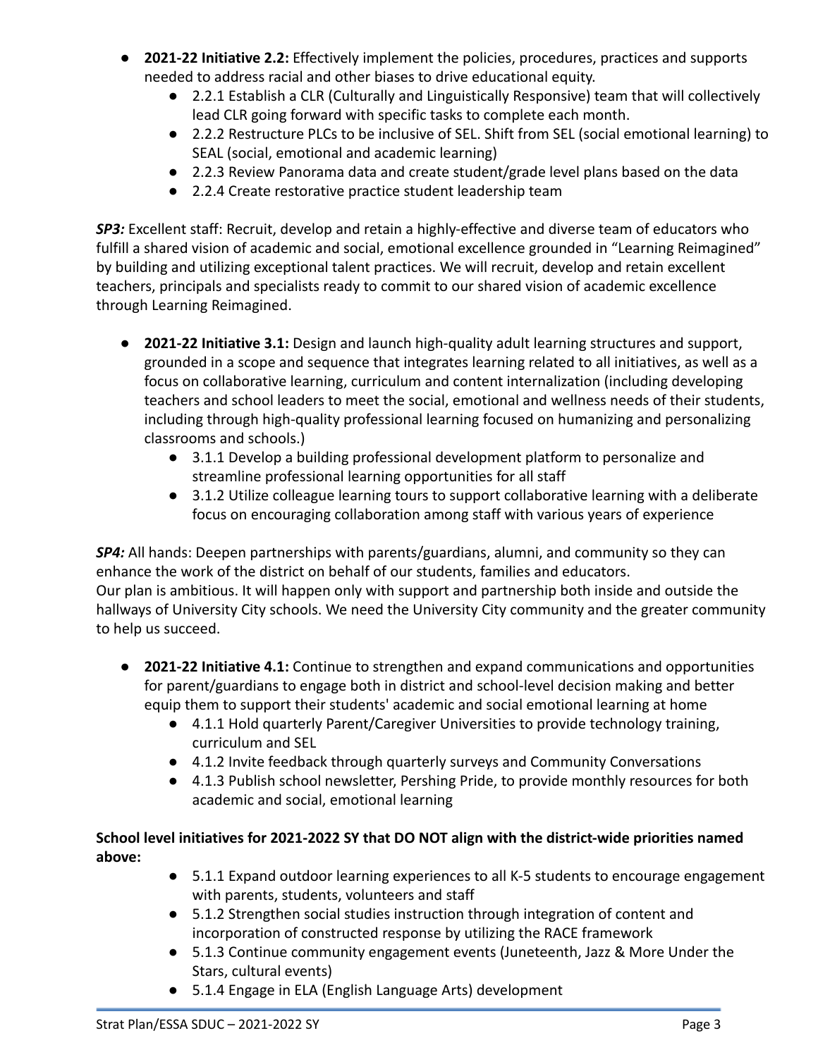- **2021-22 Initiative 2.2:** Effectively implement the policies, procedures, practices and supports needed to address racial and other biases to drive educational equity.
    - 2.2.1 Establish a CLR (Culturally and Linguistically Responsive) team that will collectively lead CLR going forward with specific tasks to complete each month.
    - 2.2.2 Restructure PLCs to be inclusive of SEL. Shift from SEL (social emotional learning) to SEAL (social, emotional and academic learning)
    - 2.2.3 Review Panorama data and create student/grade level plans based on the data
    - 2.2.4 Create restorative practice student leadership team

***SP3:*** Excellent staff: Recruit, develop and retain a highly-effective and diverse team of educators who fulfill a shared vision of academic and social, emotional excellence grounded in "Learning Reimagined" by building and utilizing exceptional talent practices. We will recruit, develop and retain excellent teachers, principals and specialists ready to commit to our shared vision of academic excellence through Learning Reimagined.

- **2021-22 Initiative 3.1:** Design and launch high-quality adult learning structures and support, grounded in a scope and sequence that integrates learning related to all initiatives, as well as a focus on collaborative learning, curriculum and content internalization (including developing teachers and school leaders to meet the social, emotional and wellness needs of their students, including through high-quality professional learning focused on humanizing and personalizing classrooms and schools.)
    - 3.1.1 Develop a building professional development platform to personalize and streamline professional learning opportunities for all staff
    - 3.1.2 Utilize colleague learning tours to support collaborative learning with a deliberate focus on encouraging collaboration among staff with various years of experience

***SP4:*** All hands: Deepen partnerships with parents/guardians, alumni, and community so they can enhance the work of the district on behalf of our students, families and educators.
Our plan is ambitious. It will happen only with support and partnership both inside and outside the hallways of University City schools. We need the University City community and the greater community to help us succeed.

- **2021-22 Initiative 4.1:** Continue to strengthen and expand communications and opportunities for parent/guardians to engage both in district and school-level decision making and better equip them to support their students' academic and social emotional learning at home
    - 4.1.1 Hold quarterly Parent/Caregiver Universities to provide technology training, curriculum and SEL
    - 4.1.2 Invite feedback through quarterly surveys and Community Conversations
    - 4.1.3 Publish school newsletter, Pershing Pride, to provide monthly resources for both academic and social, emotional learning

**School level initiatives for 2021-2022 SY that DO NOT align with the district-wide priorities named above:**

- 5.1.1 Expand outdoor learning experiences to all K-5 students to encourage engagement with parents, students, volunteers and staff
- 5.1.2 Strengthen social studies instruction through integration of content and incorporation of constructed response by utilizing the RACE framework
- 5.1.3 Continue community engagement events (Juneteenth, Jazz & More Under the Stars, cultural events)
- 5.1.4 Engage in ELA (English Language Arts) development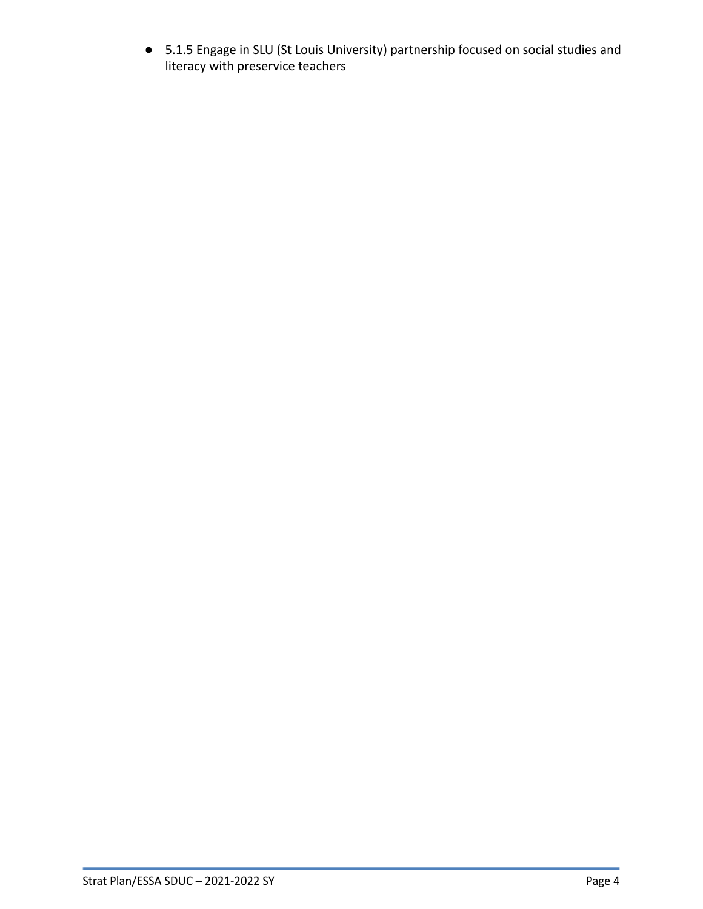- 5.1.5 Engage in SLU (St Louis University) partnership focused on social studies and literacy with preservice teachers